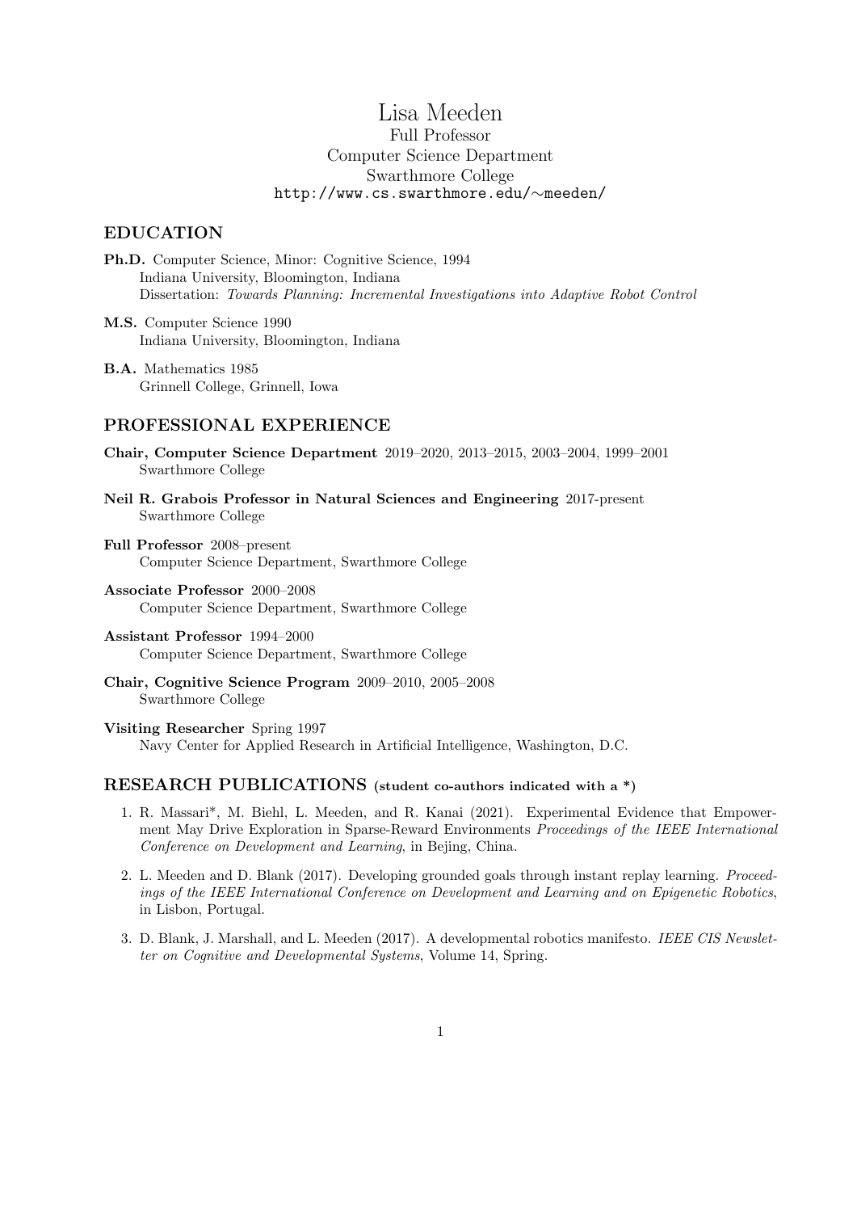# Lisa Meeden

Full Professor
Computer Science Department
Swarthmore College
http://www.cs.swarthmore.edu/~meeden/

## EDUCATION

**Ph.D.** Computer Science, Minor: Cognitive Science, 1994
Indiana University, Bloomington, Indiana
Dissertation: *Towards Planning: Incremental Investigations into Adaptive Robot Control*

**M.S.** Computer Science 1990
Indiana University, Bloomington, Indiana

**B.A.** Mathematics 1985
Grinnell College, Grinnell, Iowa

## PROFESSIONAL EXPERIENCE

**Chair, Computer Science Department** 2019–2020, 2013–2015, 2003–2004, 1999–2001
Swarthmore College

**Neil R. Grabois Professor in Natural Sciences and Engineering** 2017-present
Swarthmore College

**Full Professor** 2008–present
Computer Science Department, Swarthmore College

**Associate Professor** 2000–2008
Computer Science Department, Swarthmore College

**Assistant Professor** 1994–2000
Computer Science Department, Swarthmore College

**Chair, Cognitive Science Program** 2009–2010, 2005–2008
Swarthmore College

**Visiting Researcher** Spring 1997
Navy Center for Applied Research in Artificial Intelligence, Washington, D.C.

## RESEARCH PUBLICATIONS (student co-authors indicated with a *)

1. R. Massari*, M. Biehl, L. Meeden, and R. Kanai (2021). Experimental Evidence that Empowerment May Drive Exploration in Sparse-Reward Environments *Proceedings of the IEEE International Conference on Development and Learning*, in Bejing, China.

2. L. Meeden and D. Blank (2017). Developing grounded goals through instant replay learning. *Proceedings of the IEEE International Conference on Development and Learning and on Epigenetic Robotics*, in Lisbon, Portugal.

3. D. Blank, J. Marshall, and L. Meeden (2017). A developmental robotics manifesto. *IEEE CIS Newsletter on Cognitive and Developmental Systems*, Volume 14, Spring.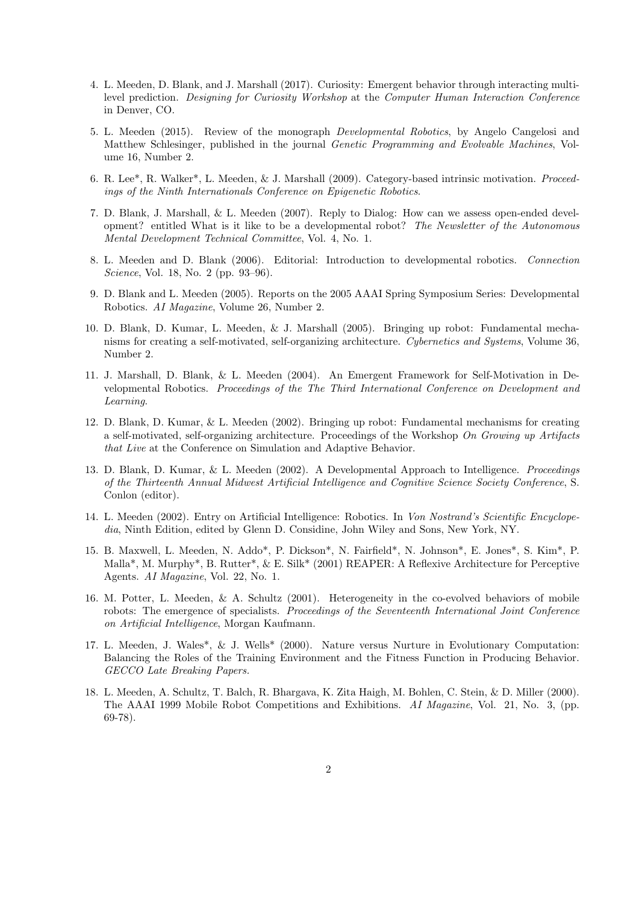4. L. Meeden, D. Blank, and J. Marshall (2017). Curiosity: Emergent behavior through interacting multi-level prediction. *Designing for Curiosity Workshop* at the *Computer Human Interaction Conference* in Denver, CO.

5. L. Meeden (2015). Review of the monograph *Developmental Robotics*, by Angelo Cangelosi and Matthew Schlesinger, published in the journal *Genetic Programming and Evolvable Machines*, Volume 16, Number 2.

6. R. Lee*, R. Walker*, L. Meeden, & J. Marshall (2009). Category-based intrinsic motivation. *Proceedings of the Ninth Internationals Conference on Epigenetic Robotics*.

7. D. Blank, J. Marshall, & L. Meeden (2007). Reply to Dialog: How can we assess open-ended development? entitled What is it like to be a developmental robot? *The Newsletter of the Autonomous Mental Development Technical Committee*, Vol. 4, No. 1.

8. L. Meeden and D. Blank (2006). Editorial: Introduction to developmental robotics. *Connection Science*, Vol. 18, No. 2 (pp. 93–96).

9. D. Blank and L. Meeden (2005). Reports on the 2005 AAAI Spring Symposium Series: Developmental Robotics. *AI Magazine*, Volume 26, Number 2.

10. D. Blank, D. Kumar, L. Meeden, & J. Marshall (2005). Bringing up robot: Fundamental mechanisms for creating a self-motivated, self-organizing architecture. *Cybernetics and Systems*, Volume 36, Number 2.

11. J. Marshall, D. Blank, & L. Meeden (2004). An Emergent Framework for Self-Motivation in Developmental Robotics. *Proceedings of the The Third International Conference on Development and Learning*.

12. D. Blank, D. Kumar, & L. Meeden (2002). Bringing up robot: Fundamental mechanisms for creating a self-motivated, self-organizing architecture. Proceedings of the Workshop *On Growing up Artifacts that Live* at the Conference on Simulation and Adaptive Behavior.

13. D. Blank, D. Kumar, & L. Meeden (2002). A Developmental Approach to Intelligence. *Proceedings of the Thirteenth Annual Midwest Artificial Intelligence and Cognitive Science Society Conference*, S. Conlon (editor).

14. L. Meeden (2002). Entry on Artificial Intelligence: Robotics. In *Von Nostrand's Scientific Encyclopedia*, Ninth Edition, edited by Glenn D. Considine, John Wiley and Sons, New York, NY.

15. B. Maxwell, L. Meeden, N. Addo*, P. Dickson*, N. Fairfield*, N. Johnson*, E. Jones*, S. Kim*, P. Malla*, M. Murphy*, B. Rutter*, & E. Silk* (2001) REAPER: A Reflexive Architecture for Perceptive Agents. *AI Magazine*, Vol. 22, No. 1.

16. M. Potter, L. Meeden, & A. Schultz (2001). Heterogeneity in the co-evolved behaviors of mobile robots: The emergence of specialists. *Proceedings of the Seventeenth International Joint Conference on Artificial Intelligence*, Morgan Kaufmann.

17. L. Meeden, J. Wales*, & J. Wells* (2000). Nature versus Nurture in Evolutionary Computation: Balancing the Roles of the Training Environment and the Fitness Function in Producing Behavior. *GECCO Late Breaking Papers*.

18. L. Meeden, A. Schultz, T. Balch, R. Bhargava, K. Zita Haigh, M. Bohlen, C. Stein, & D. Miller (2000). The AAAI 1999 Mobile Robot Competitions and Exhibitions. *AI Magazine*, Vol. 21, No. 3, (pp. 69-78).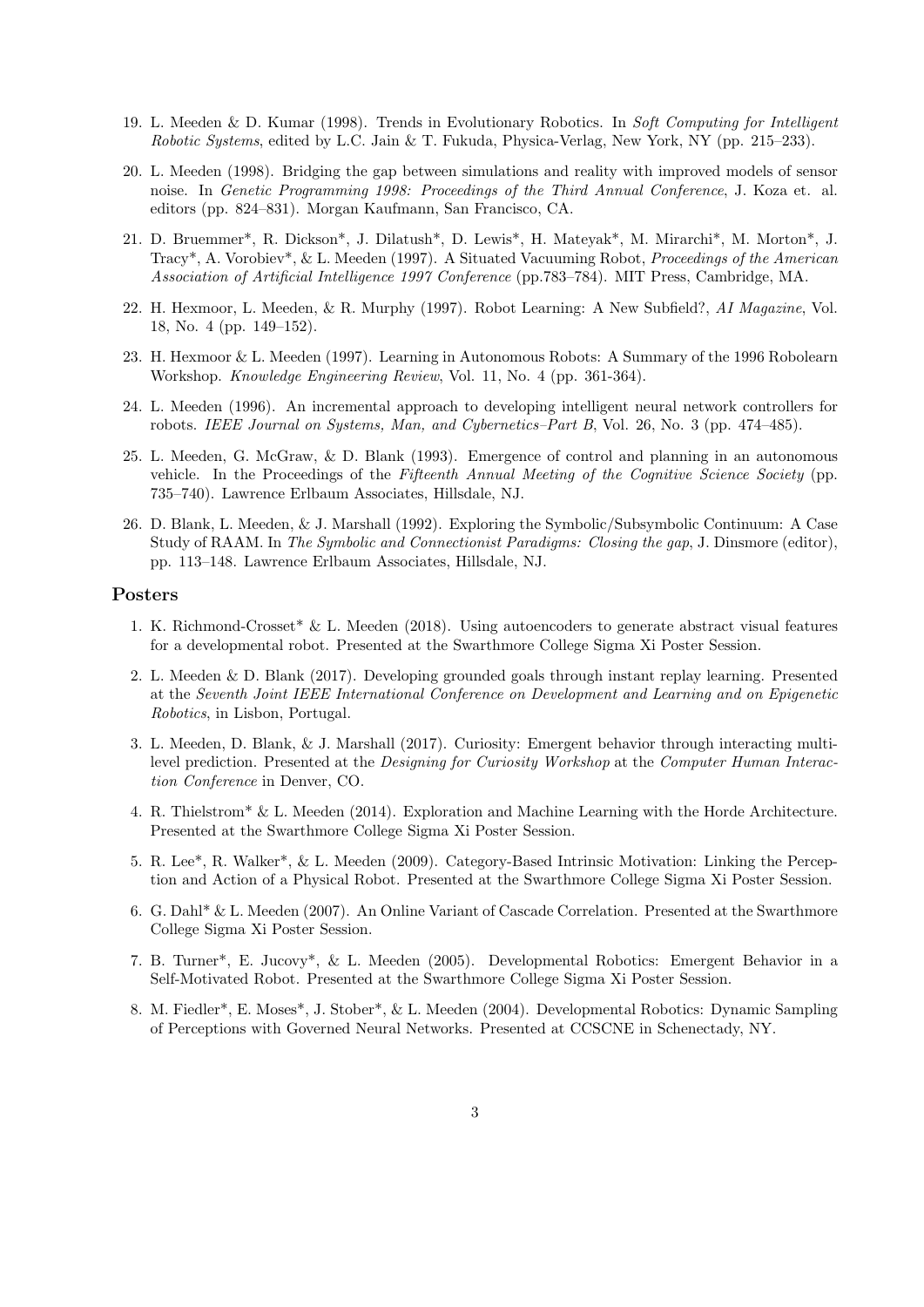19. L. Meeden & D. Kumar (1998). Trends in Evolutionary Robotics. In *Soft Computing for Intelligent Robotic Systems*, edited by L.C. Jain & T. Fukuda, Physica-Verlag, New York, NY (pp. 215–233).

20. L. Meeden (1998). Bridging the gap between simulations and reality with improved models of sensor noise. In *Genetic Programming 1998: Proceedings of the Third Annual Conference*, J. Koza et. al. editors (pp. 824–831). Morgan Kaufmann, San Francisco, CA.

21. D. Bruemmer*, R. Dickson*, J. Dilatush*, D. Lewis*, H. Mateyak*, M. Mirarchi*, M. Morton*, J. Tracy*, A. Vorobiev*, & L. Meeden (1997). A Situated Vacuuming Robot, *Proceedings of the American Association of Artificial Intelligence 1997 Conference* (pp.783–784). MIT Press, Cambridge, MA.

22. H. Hexmoor, L. Meeden, & R. Murphy (1997). Robot Learning: A New Subfield?, *AI Magazine*, Vol. 18, No. 4 (pp. 149–152).

23. H. Hexmoor & L. Meeden (1997). Learning in Autonomous Robots: A Summary of the 1996 Robolearn Workshop. *Knowledge Engineering Review*, Vol. 11, No. 4 (pp. 361-364).

24. L. Meeden (1996). An incremental approach to developing intelligent neural network controllers for robots. *IEEE Journal on Systems, Man, and Cybernetics–Part B*, Vol. 26, No. 3 (pp. 474–485).

25. L. Meeden, G. McGraw, & D. Blank (1993). Emergence of control and planning in an autonomous vehicle. In the Proceedings of the *Fifteenth Annual Meeting of the Cognitive Science Society* (pp. 735–740). Lawrence Erlbaum Associates, Hillsdale, NJ.

26. D. Blank, L. Meeden, & J. Marshall (1992). Exploring the Symbolic/Subsymbolic Continuum: A Case Study of RAAM. In *The Symbolic and Connectionist Paradigms: Closing the gap*, J. Dinsmore (editor), pp. 113–148. Lawrence Erlbaum Associates, Hillsdale, NJ.

## Posters

1. K. Richmond-Crosset* & L. Meeden (2018). Using autoencoders to generate abstract visual features for a developmental robot. Presented at the Swarthmore College Sigma Xi Poster Session.

2. L. Meeden & D. Blank (2017). Developing grounded goals through instant replay learning. Presented at the *Seventh Joint IEEE International Conference on Development and Learning and on Epigenetic Robotics*, in Lisbon, Portugal.

3. L. Meeden, D. Blank, & J. Marshall (2017). Curiosity: Emergent behavior through interacting multi-level prediction. Presented at the *Designing for Curiosity Workshop* at the *Computer Human Interaction Conference* in Denver, CO.

4. R. Thielstrom* & L. Meeden (2014). Exploration and Machine Learning with the Horde Architecture. Presented at the Swarthmore College Sigma Xi Poster Session.

5. R. Lee*, R. Walker*, & L. Meeden (2009). Category-Based Intrinsic Motivation: Linking the Perception and Action of a Physical Robot. Presented at the Swarthmore College Sigma Xi Poster Session.

6. G. Dahl* & L. Meeden (2007). An Online Variant of Cascade Correlation. Presented at the Swarthmore College Sigma Xi Poster Session.

7. B. Turner*, E. Jucovy*, & L. Meeden (2005). Developmental Robotics: Emergent Behavior in a Self-Motivated Robot. Presented at the Swarthmore College Sigma Xi Poster Session.

8. M. Fiedler*, E. Moses*, J. Stober*, & L. Meeden (2004). Developmental Robotics: Dynamic Sampling of Perceptions with Governed Neural Networks. Presented at CCSCNE in Schenectady, NY.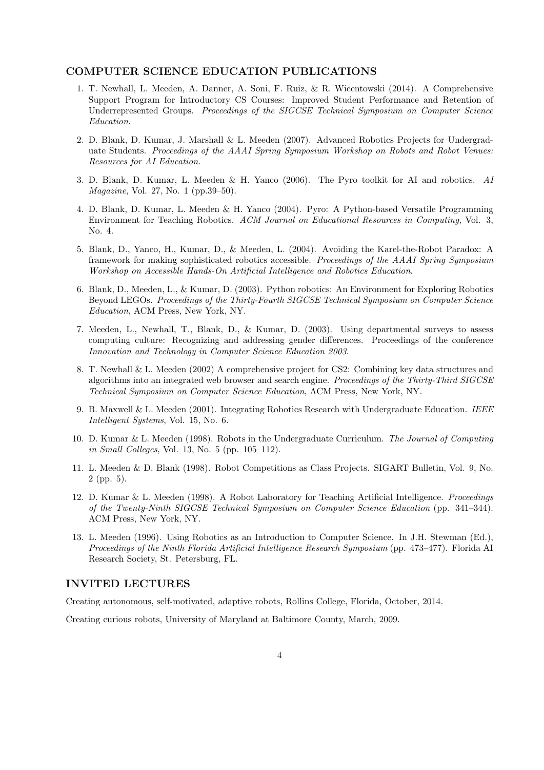## COMPUTER SCIENCE EDUCATION PUBLICATIONS

1. T. Newhall, L. Meeden, A. Danner, A. Soni, F. Ruiz, & R. Wicentowski (2014). A Comprehensive Support Program for Introductory CS Courses: Improved Student Performance and Retention of Underrepresented Groups. *Proceedings of the SIGCSE Technical Symposium on Computer Science Education*.

2. D. Blank, D. Kumar, J. Marshall & L. Meeden (2007). Advanced Robotics Projects for Undergraduate Students. *Proceedings of the AAAI Spring Symposium Workshop on Robots and Robot Venues: Resources for AI Education*.

3. D. Blank, D. Kumar, L. Meeden & H. Yanco (2006). The Pyro toolkit for AI and robotics. *AI Magazine*, Vol. 27, No. 1 (pp.39–50).

4. D. Blank, D. Kumar, L. Meeden & H. Yanco (2004). Pyro: A Python-based Versatile Programming Environment for Teaching Robotics. *ACM Journal on Educational Resources in Computing*, Vol. 3, No. 4.

5. Blank, D., Yanco, H., Kumar, D., & Meeden, L. (2004). Avoiding the Karel-the-Robot Paradox: A framework for making sophisticated robotics accessible. *Proceedings of the AAAI Spring Symposium Workshop on Accessible Hands-On Artificial Intelligence and Robotics Education*.

6. Blank, D., Meeden, L., & Kumar, D. (2003). Python robotics: An Environment for Exploring Robotics Beyond LEGOs. *Proceedings of the Thirty-Fourth SIGCSE Technical Symposium on Computer Science Education*, ACM Press, New York, NY.

7. Meeden, L., Newhall, T., Blank, D., & Kumar, D. (2003). Using departmental surveys to assess computing culture: Recognizing and addressing gender differences. Proceedings of the conference *Innovation and Technology in Computer Science Education 2003*.

8. T. Newhall & L. Meeden (2002) A comprehensive project for CS2: Combining key data structures and algorithms into an integrated web browser and search engine. *Proceedings of the Thirty-Third SIGCSE Technical Symposium on Computer Science Education*, ACM Press, New York, NY.

9. B. Maxwell & L. Meeden (2001). Integrating Robotics Research with Undergraduate Education. *IEEE Intelligent Systems*, Vol. 15, No. 6.

10. D. Kumar & L. Meeden (1998). Robots in the Undergraduate Curriculum. *The Journal of Computing in Small Colleges*, Vol. 13, No. 5 (pp. 105–112).

11. L. Meeden & D. Blank (1998). Robot Competitions as Class Projects. SIGART Bulletin, Vol. 9, No. 2 (pp. 5).

12. D. Kumar & L. Meeden (1998). A Robot Laboratory for Teaching Artificial Intelligence. *Proceedings of the Twenty-Ninth SIGCSE Technical Symposium on Computer Science Education* (pp. 341–344). ACM Press, New York, NY.

13. L. Meeden (1996). Using Robotics as an Introduction to Computer Science. In J.H. Stewman (Ed.), *Proceedings of the Ninth Florida Artificial Intelligence Research Symposium* (pp. 473–477). Florida AI Research Society, St. Petersburg, FL.

## INVITED LECTURES

Creating autonomous, self-motivated, adaptive robots, Rollins College, Florida, October, 2014.

Creating curious robots, University of Maryland at Baltimore County, March, 2009.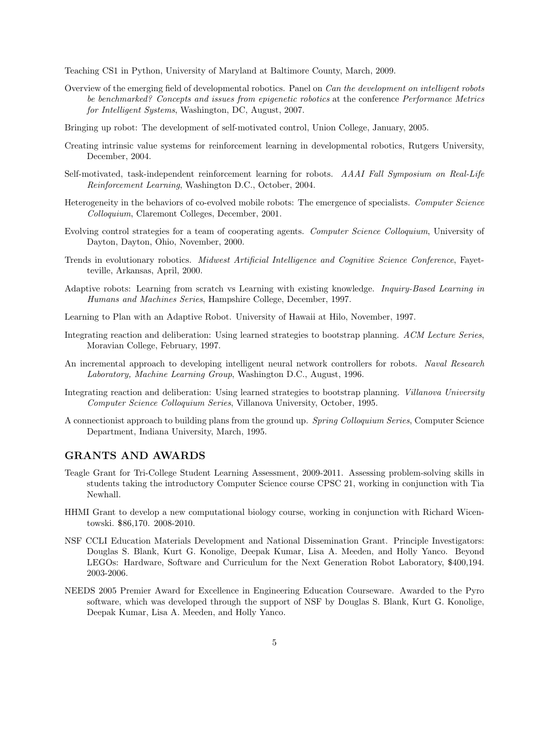Teaching CS1 in Python, University of Maryland at Baltimore County, March, 2009.

Overview of the emerging field of developmental robotics. Panel on *Can the development on intelligent robots be benchmarked? Concepts and issues from epigenetic robotics* at the conference *Performance Metrics for Intelligent Systems*, Washington, DC, August, 2007.

Bringing up robot: The development of self-motivated control, Union College, January, 2005.

Creating intrinsic value systems for reinforcement learning in developmental robotics, Rutgers University, December, 2004.

Self-motivated, task-independent reinforcement learning for robots. *AAAI Fall Symposium on Real-Life Reinforcement Learning*, Washington D.C., October, 2004.

Heterogeneity in the behaviors of co-evolved mobile robots: The emergence of specialists. *Computer Science Colloquium*, Claremont Colleges, December, 2001.

Evolving control strategies for a team of cooperating agents. *Computer Science Colloquium*, University of Dayton, Dayton, Ohio, November, 2000.

Trends in evolutionary robotics. *Midwest Artificial Intelligence and Cognitive Science Conference*, Fayetteville, Arkansas, April, 2000.

Adaptive robots: Learning from scratch vs Learning with existing knowledge. *Inquiry-Based Learning in Humans and Machines Series*, Hampshire College, December, 1997.

Learning to Plan with an Adaptive Robot. University of Hawaii at Hilo, November, 1997.

Integrating reaction and deliberation: Using learned strategies to bootstrap planning. *ACM Lecture Series*, Moravian College, February, 1997.

An incremental approach to developing intelligent neural network controllers for robots. *Naval Research Laboratory, Machine Learning Group*, Washington D.C., August, 1996.

Integrating reaction and deliberation: Using learned strategies to bootstrap planning. *Villanova University Computer Science Colloquium Series*, Villanova University, October, 1995.

A connectionist approach to building plans from the ground up. *Spring Colloquium Series*, Computer Science Department, Indiana University, March, 1995.

## GRANTS AND AWARDS

Teagle Grant for Tri-College Student Learning Assessment, 2009-2011. Assessing problem-solving skills in students taking the introductory Computer Science course CPSC 21, working in conjunction with Tia Newhall.

HHMI Grant to develop a new computational biology course, working in conjunction with Richard Wicentowski. $86,170. 2008-2010.

NSF CCLI Education Materials Development and National Dissemination Grant. Principle Investigators: Douglas S. Blank, Kurt G. Konolige, Deepak Kumar, Lisa A. Meeden, and Holly Yanco. Beyond LEGOs: Hardware, Software and Curriculum for the Next Generation Robot Laboratory, $400,194. 2003-2006.

NEEDS 2005 Premier Award for Excellence in Engineering Education Courseware. Awarded to the Pyro software, which was developed through the support of NSF by Douglas S. Blank, Kurt G. Konolige, Deepak Kumar, Lisa A. Meeden, and Holly Yanco.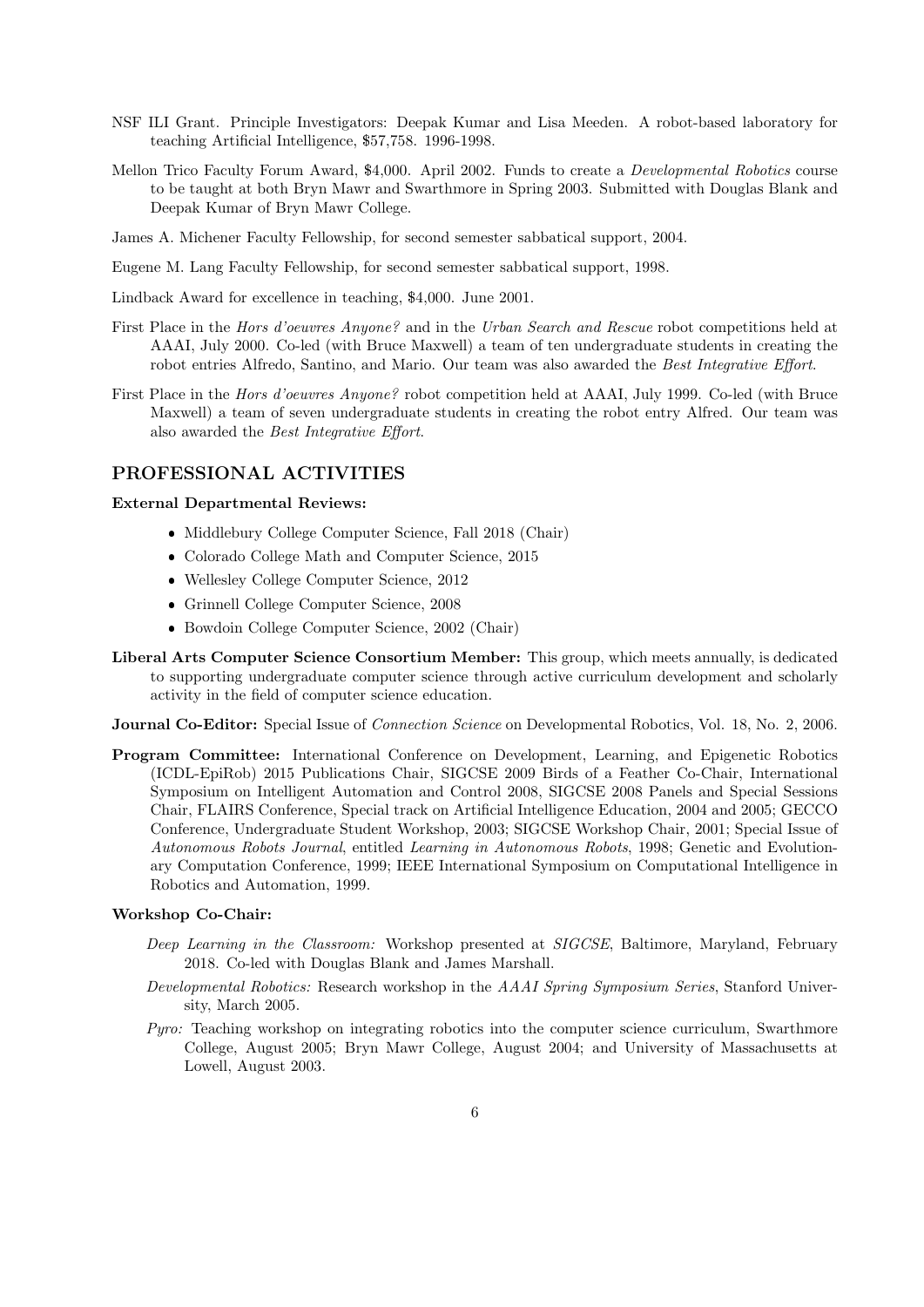NSF ILI Grant. Principle Investigators: Deepak Kumar and Lisa Meeden. A robot-based laboratory for teaching Artificial Intelligence, $57,758. 1996-1998.

Mellon Trico Faculty Forum Award, $4,000. April 2002. Funds to create a *Developmental Robotics* course to be taught at both Bryn Mawr and Swarthmore in Spring 2003. Submitted with Douglas Blank and Deepak Kumar of Bryn Mawr College.

James A. Michener Faculty Fellowship, for second semester sabbatical support, 2004.

Eugene M. Lang Faculty Fellowship, for second semester sabbatical support, 1998.

Lindback Award for excellence in teaching, $4,000. June 2001.

First Place in the *Hors d'oeuvres Anyone?* and in the *Urban Search and Rescue* robot competitions held at AAAI, July 2000. Co-led (with Bruce Maxwell) a team of ten undergraduate students in creating the robot entries Alfredo, Santino, and Mario. Our team was also awarded the *Best Integrative Effort*.

First Place in the *Hors d'oeuvres Anyone?* robot competition held at AAAI, July 1999. Co-led (with Bruce Maxwell) a team of seven undergraduate students in creating the robot entry Alfred. Our team was also awarded the *Best Integrative Effort*.

## PROFESSIONAL ACTIVITIES

**External Departmental Reviews:**

- Middlebury College Computer Science, Fall 2018 (Chair)
- Colorado College Math and Computer Science, 2015
- Wellesley College Computer Science, 2012
- Grinnell College Computer Science, 2008
- Bowdoin College Computer Science, 2002 (Chair)

**Liberal Arts Computer Science Consortium Member:** This group, which meets annually, is dedicated to supporting undergraduate computer science through active curriculum development and scholarly activity in the field of computer science education.

**Journal Co-Editor:** Special Issue of *Connection Science* on Developmental Robotics, Vol. 18, No. 2, 2006.

**Program Committee:** International Conference on Development, Learning, and Epigenetic Robotics (ICDL-EpiRob) 2015 Publications Chair, SIGCSE 2009 Birds of a Feather Co-Chair, International Symposium on Intelligent Automation and Control 2008, SIGCSE 2008 Panels and Special Sessions Chair, FLAIRS Conference, Special track on Artificial Intelligence Education, 2004 and 2005; GECCO Conference, Undergraduate Student Workshop, 2003; SIGCSE Workshop Chair, 2001; Special Issue of *Autonomous Robots Journal*, entitled *Learning in Autonomous Robots*, 1998; Genetic and Evolutionary Computation Conference, 1999; IEEE International Symposium on Computational Intelligence in Robotics and Automation, 1999.

**Workshop Co-Chair:**

*Deep Learning in the Classroom:* Workshop presented at *SIGCSE*, Baltimore, Maryland, February 2018. Co-led with Douglas Blank and James Marshall.

*Developmental Robotics:* Research workshop in the *AAAI Spring Symposium Series*, Stanford University, March 2005.

*Pyro:* Teaching workshop on integrating robotics into the computer science curriculum, Swarthmore College, August 2005; Bryn Mawr College, August 2004; and University of Massachusetts at Lowell, August 2003.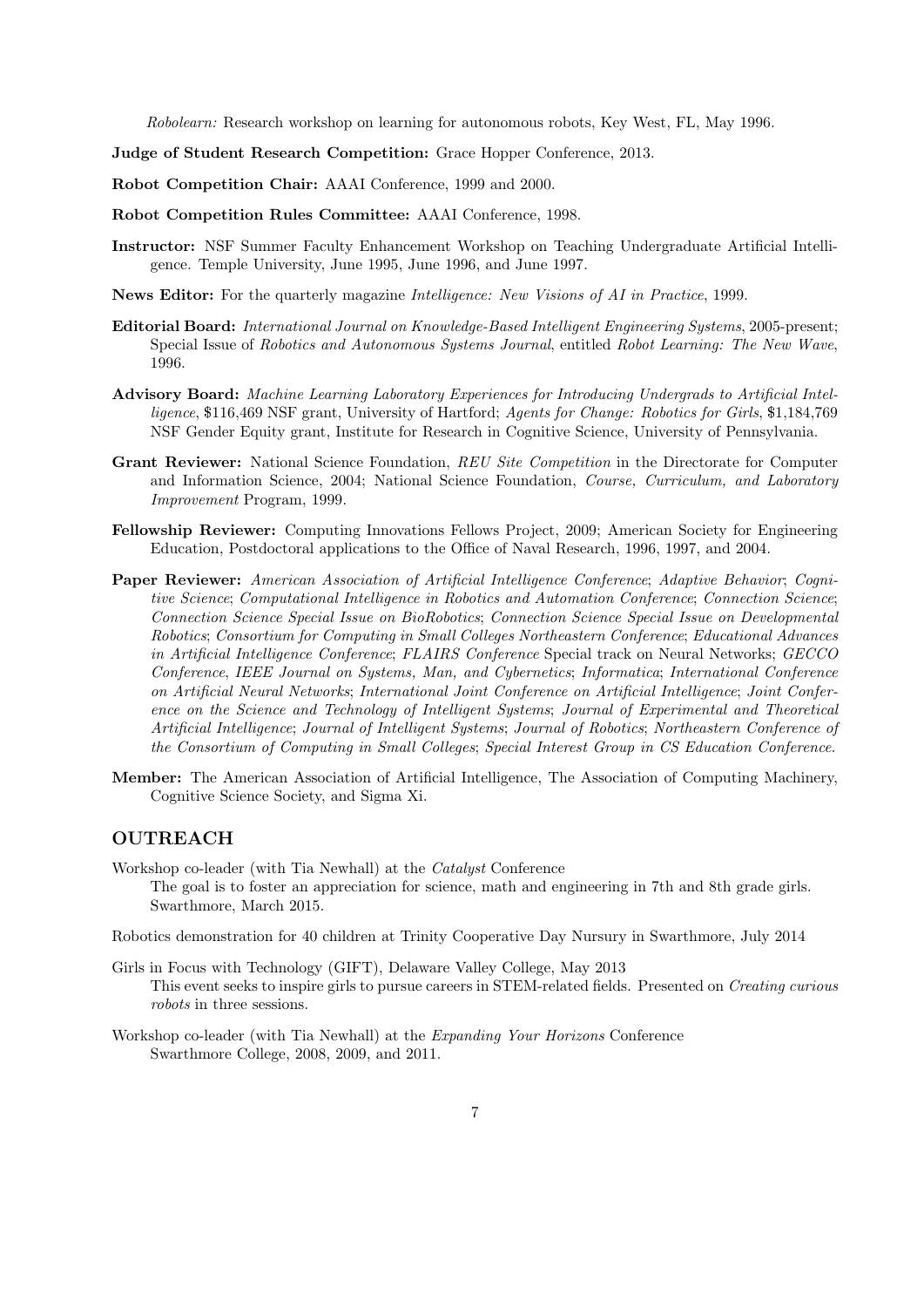*Robolearn:* Research workshop on learning for autonomous robots, Key West, FL, May 1996.

**Judge of Student Research Competition:** Grace Hopper Conference, 2013.

**Robot Competition Chair:** AAAI Conference, 1999 and 2000.

**Robot Competition Rules Committee:** AAAI Conference, 1998.

**Instructor:** NSF Summer Faculty Enhancement Workshop on Teaching Undergraduate Artificial Intelligence. Temple University, June 1995, June 1996, and June 1997.

**News Editor:** For the quarterly magazine *Intelligence: New Visions of AI in Practice*, 1999.

**Editorial Board:** *International Journal on Knowledge-Based Intelligent Engineering Systems*, 2005-present; Special Issue of *Robotics and Autonomous Systems Journal*, entitled *Robot Learning: The New Wave*, 1996.

**Advisory Board:** *Machine Learning Laboratory Experiences for Introducing Undergrads to Artificial Intelligence*, $116,469 NSF grant, University of Hartford; *Agents for Change: Robotics for Girls*, $1,184,769 NSF Gender Equity grant, Institute for Research in Cognitive Science, University of Pennsylvania.

**Grant Reviewer:** National Science Foundation, *REU Site Competition* in the Directorate for Computer and Information Science, 2004; National Science Foundation, *Course, Curriculum, and Laboratory Improvement* Program, 1999.

**Fellowship Reviewer:** Computing Innovations Fellows Project, 2009; American Society for Engineering Education, Postdoctoral applications to the Office of Naval Research, 1996, 1997, and 2004.

**Paper Reviewer:** *American Association of Artificial Intelligence Conference*; *Adaptive Behavior*; *Cognitive Science*; *Computational Intelligence in Robotics and Automation Conference*; *Connection Science*; *Connection Science Special Issue on BioRobotics*; *Connection Science Special Issue on Developmental Robotics*; *Consortium for Computing in Small Colleges Northeastern Conference*; *Educational Advances in Artificial Intelligence Conference*; *FLAIRS Conference* Special track on Neural Networks; *GECCO Conference*, *IEEE Journal on Systems, Man, and Cybernetics*; *Informatica*; *International Conference on Artificial Neural Networks*; *International Joint Conference on Artificial Intelligence*; *Joint Conference on the Science and Technology of Intelligent Systems*; *Journal of Experimental and Theoretical Artificial Intelligence*; *Journal of Intelligent Systems*; *Journal of Robotics*; *Northeastern Conference of the Consortium of Computing in Small Colleges*; *Special Interest Group in CS Education Conference*.

**Member:** The American Association of Artificial Intelligence, The Association of Computing Machinery, Cognitive Science Society, and Sigma Xi.

## OUTREACH

Workshop co-leader (with Tia Newhall) at the *Catalyst* Conference
The goal is to foster an appreciation for science, math and engineering in 7th and 8th grade girls. Swarthmore, March 2015.

Robotics demonstration for 40 children at Trinity Cooperative Day Nursury in Swarthmore, July 2014

Girls in Focus with Technology (GIFT), Delaware Valley College, May 2013
This event seeks to inspire girls to pursue careers in STEM-related fields. Presented on *Creating curious robots* in three sessions.

Workshop co-leader (with Tia Newhall) at the *Expanding Your Horizons* Conference
Swarthmore College, 2008, 2009, and 2011.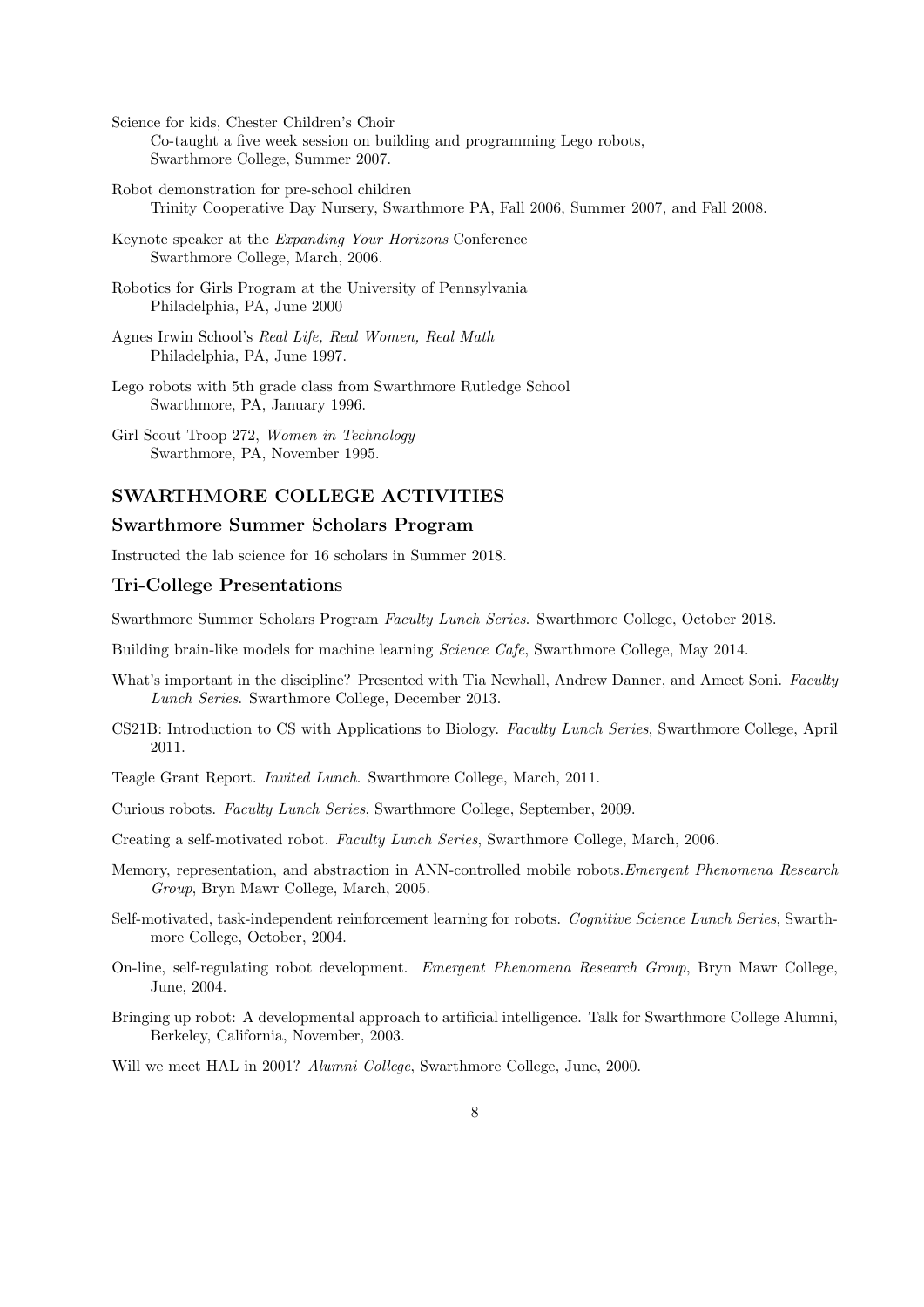Science for kids, Chester Children's Choir
Co-taught a five week session on building and programming Lego robots, Swarthmore College, Summer 2007.

Robot demonstration for pre-school children
Trinity Cooperative Day Nursery, Swarthmore PA, Fall 2006, Summer 2007, and Fall 2008.

Keynote speaker at the *Expanding Your Horizons* Conference
Swarthmore College, March, 2006.

Robotics for Girls Program at the University of Pennsylvania
Philadelphia, PA, June 2000

Agnes Irwin School's *Real Life, Real Women, Real Math*
Philadelphia, PA, June 1997.

Lego robots with 5th grade class from Swarthmore Rutledge School
Swarthmore, PA, January 1996.

Girl Scout Troop 272, *Women in Technology*
Swarthmore, PA, November 1995.

## SWARTHMORE COLLEGE ACTIVITIES

### Swarthmore Summer Scholars Program

Instructed the lab science for 16 scholars in Summer 2018.

### Tri-College Presentations

Swarthmore Summer Scholars Program *Faculty Lunch Series*. Swarthmore College, October 2018.

Building brain-like models for machine learning *Science Cafe*, Swarthmore College, May 2014.

What's important in the discipline? Presented with Tia Newhall, Andrew Danner, and Ameet Soni. *Faculty Lunch Series*. Swarthmore College, December 2013.

CS21B: Introduction to CS with Applications to Biology. *Faculty Lunch Series*, Swarthmore College, April 2011.

Teagle Grant Report. *Invited Lunch*. Swarthmore College, March, 2011.

Curious robots. *Faculty Lunch Series*, Swarthmore College, September, 2009.

Creating a self-motivated robot. *Faculty Lunch Series*, Swarthmore College, March, 2006.

Memory, representation, and abstraction in ANN-controlled mobile robots. *Emergent Phenomena Research Group*, Bryn Mawr College, March, 2005.

Self-motivated, task-independent reinforcement learning for robots. *Cognitive Science Lunch Series*, Swarthmore College, October, 2004.

On-line, self-regulating robot development. *Emergent Phenomena Research Group*, Bryn Mawr College, June, 2004.

Bringing up robot: A developmental approach to artificial intelligence. Talk for Swarthmore College Alumni, Berkeley, California, November, 2003.

Will we meet HAL in 2001? *Alumni College*, Swarthmore College, June, 2000.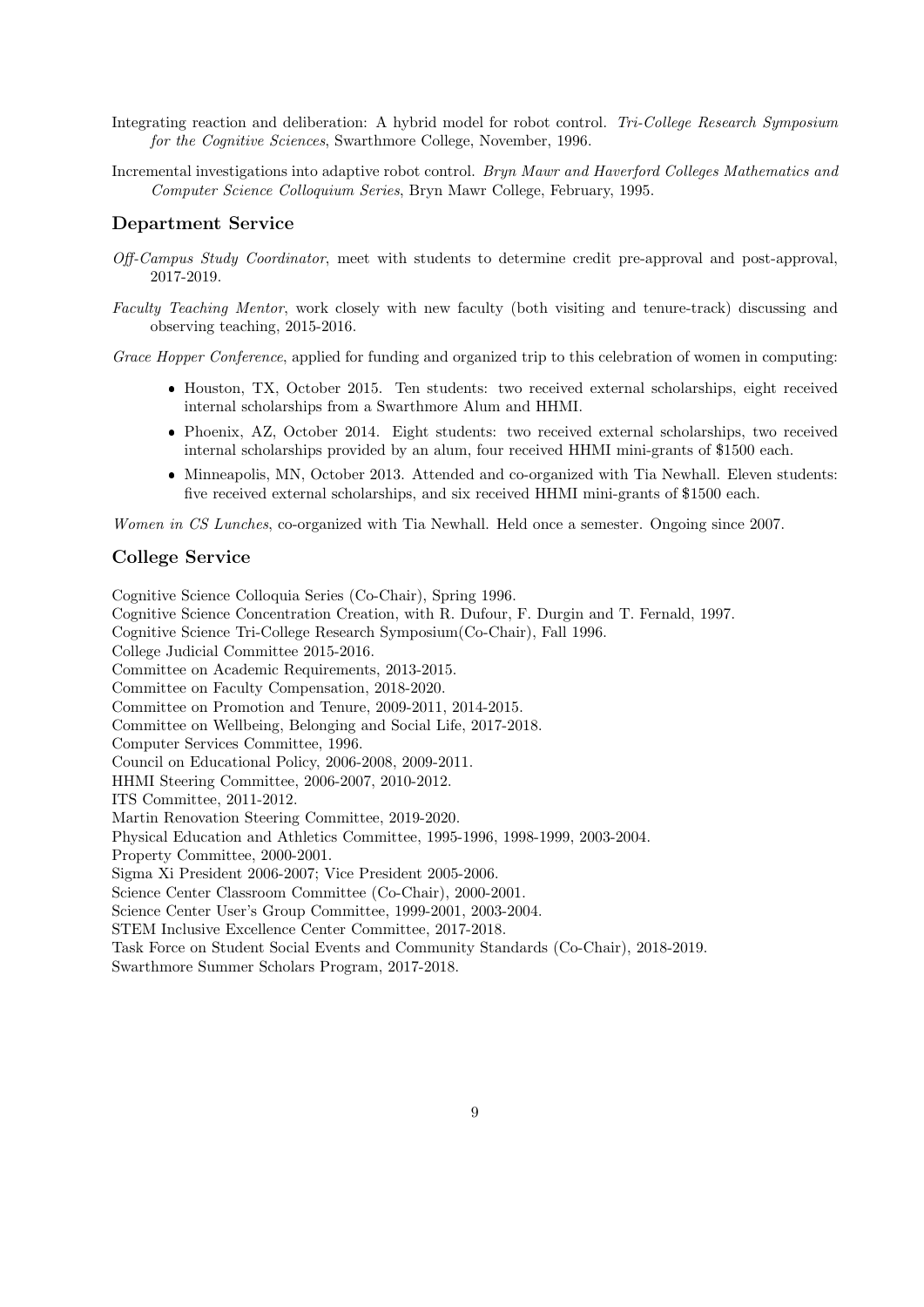Integrating reaction and deliberation: A hybrid model for robot control. *Tri-College Research Symposium for the Cognitive Sciences*, Swarthmore College, November, 1996.

Incremental investigations into adaptive robot control. *Bryn Mawr and Haverford Colleges Mathematics and Computer Science Colloquium Series*, Bryn Mawr College, February, 1995.

### Department Service

*Off-Campus Study Coordinator*, meet with students to determine credit pre-approval and post-approval, 2017-2019.

*Faculty Teaching Mentor*, work closely with new faculty (both visiting and tenure-track) discussing and observing teaching, 2015-2016.

*Grace Hopper Conference*, applied for funding and organized trip to this celebration of women in computing:

- Houston, TX, October 2015. Ten students: two received external scholarships, eight received internal scholarships from a Swarthmore Alum and HHMI.
- Phoenix, AZ, October 2014. Eight students: two received external scholarships, two received internal scholarships provided by an alum, four received HHMI mini-grants of $1500 each.
- Minneapolis, MN, October 2013. Attended and co-organized with Tia Newhall. Eleven students: five received external scholarships, and six received HHMI mini-grants of $1500 each.

*Women in CS Lunches*, co-organized with Tia Newhall. Held once a semester. Ongoing since 2007.

### College Service

Cognitive Science Colloquia Series (Co-Chair), Spring 1996.
Cognitive Science Concentration Creation, with R. Dufour, F. Durgin and T. Fernald, 1997.
Cognitive Science Tri-College Research Symposium(Co-Chair), Fall 1996.
College Judicial Committee 2015-2016.
Committee on Academic Requirements, 2013-2015.
Committee on Faculty Compensation, 2018-2020.
Committee on Promotion and Tenure, 2009-2011, 2014-2015.
Committee on Wellbeing, Belonging and Social Life, 2017-2018.
Computer Services Committee, 1996.
Council on Educational Policy, 2006-2008, 2009-2011.
HHMI Steering Committee, 2006-2007, 2010-2012.
ITS Committee, 2011-2012.
Martin Renovation Steering Committee, 2019-2020.
Physical Education and Athletics Committee, 1995-1996, 1998-1999, 2003-2004.
Property Committee, 2000-2001.
Sigma Xi President 2006-2007; Vice President 2005-2006.
Science Center Classroom Committee (Co-Chair), 2000-2001.
Science Center User's Group Committee, 1999-2001, 2003-2004.
STEM Inclusive Excellence Center Committee, 2017-2018.
Task Force on Student Social Events and Community Standards (Co-Chair), 2018-2019.
Swarthmore Summer Scholars Program, 2017-2018.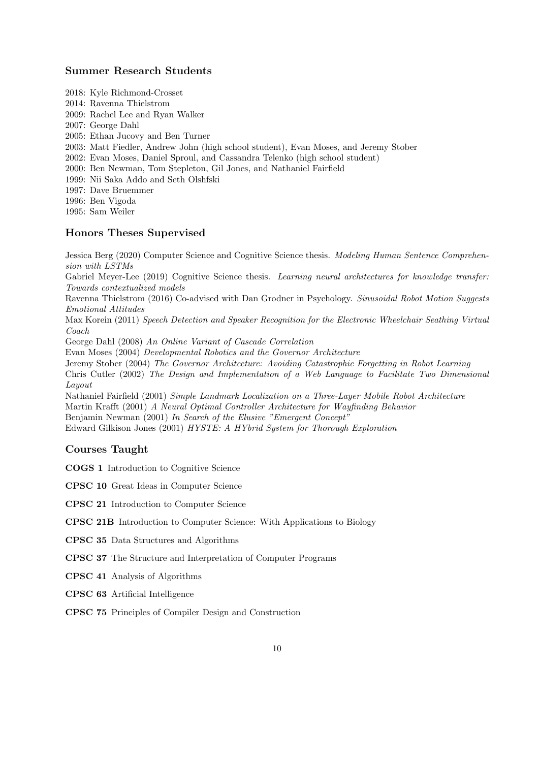### Summer Research Students

2018: Kyle Richmond-Crosset
2014: Ravenna Thielstrom
2009: Rachel Lee and Ryan Walker
2007: George Dahl
2005: Ethan Jucovy and Ben Turner
2003: Matt Fiedler, Andrew John (high school student), Evan Moses, and Jeremy Stober
2002: Evan Moses, Daniel Sproul, and Cassandra Telenko (high school student)
2000: Ben Newman, Tom Stepleton, Gil Jones, and Nathaniel Fairfield
1999: Nii Saka Addo and Seth Olshfski
1997: Dave Bruemmer
1996: Ben Vigoda
1995: Sam Weiler

### Honors Theses Supervised

Jessica Berg (2020) Computer Science and Cognitive Science thesis. *Modeling Human Sentence Comprehension with LSTMs*
Gabriel Meyer-Lee (2019) Cognitive Science thesis. *Learning neural architectures for knowledge transfer: Towards contextualized models*
Ravenna Thielstrom (2016) Co-advised with Dan Grodner in Psychology. *Sinusoidal Robot Motion Suggests Emotional Attitudes*
Max Korein (2011) *Speech Detection and Speaker Recognition for the Electronic Wheelchair Seathing Virtual Coach*
George Dahl (2008) *An Online Variant of Cascade Correlation*
Evan Moses (2004) *Developmental Robotics and the Governor Architecture*
Jeremy Stober (2004) *The Governor Architecture: Avoiding Catastrophic Forgetting in Robot Learning*
Chris Cutler (2002) *The Design and Implementation of a Web Language to Facilitate Two Dimensional Layout*
Nathaniel Fairfield (2001) *Simple Landmark Localization on a Three-Layer Mobile Robot Architecture*
Martin Krafft (2001) *A Neural Optimal Controller Architecture for Wayfinding Behavior*
Benjamin Newman (2001) *In Search of the Elusive "Emergent Concept"*
Edward Gilkison Jones (2001) *HYSTE: A HYbrid System for Thorough Exploration*

### Courses Taught

**COGS 1** Introduction to Cognitive Science

**CPSC 10** Great Ideas in Computer Science

**CPSC 21** Introduction to Computer Science

**CPSC 21B** Introduction to Computer Science: With Applications to Biology

**CPSC 35** Data Structures and Algorithms

**CPSC 37** The Structure and Interpretation of Computer Programs

**CPSC 41** Analysis of Algorithms

**CPSC 63** Artificial Intelligence

**CPSC 75** Principles of Compiler Design and Construction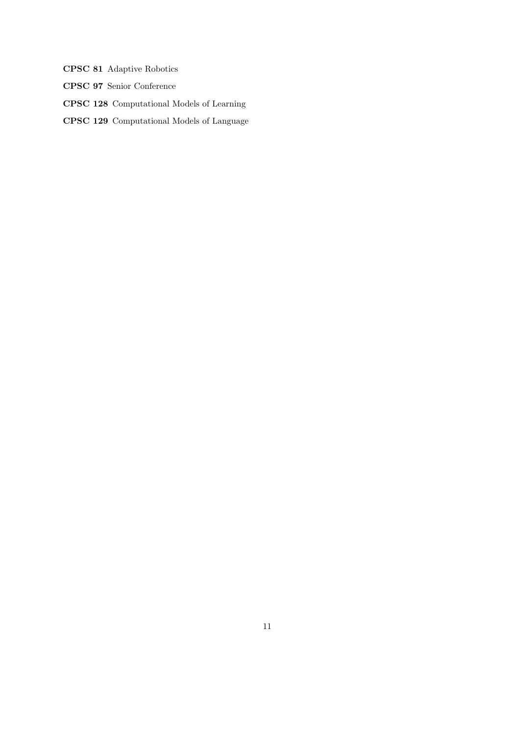**CPSC 81** Adaptive Robotics

**CPSC 97** Senior Conference

**CPSC 128** Computational Models of Learning

**CPSC 129** Computational Models of Language